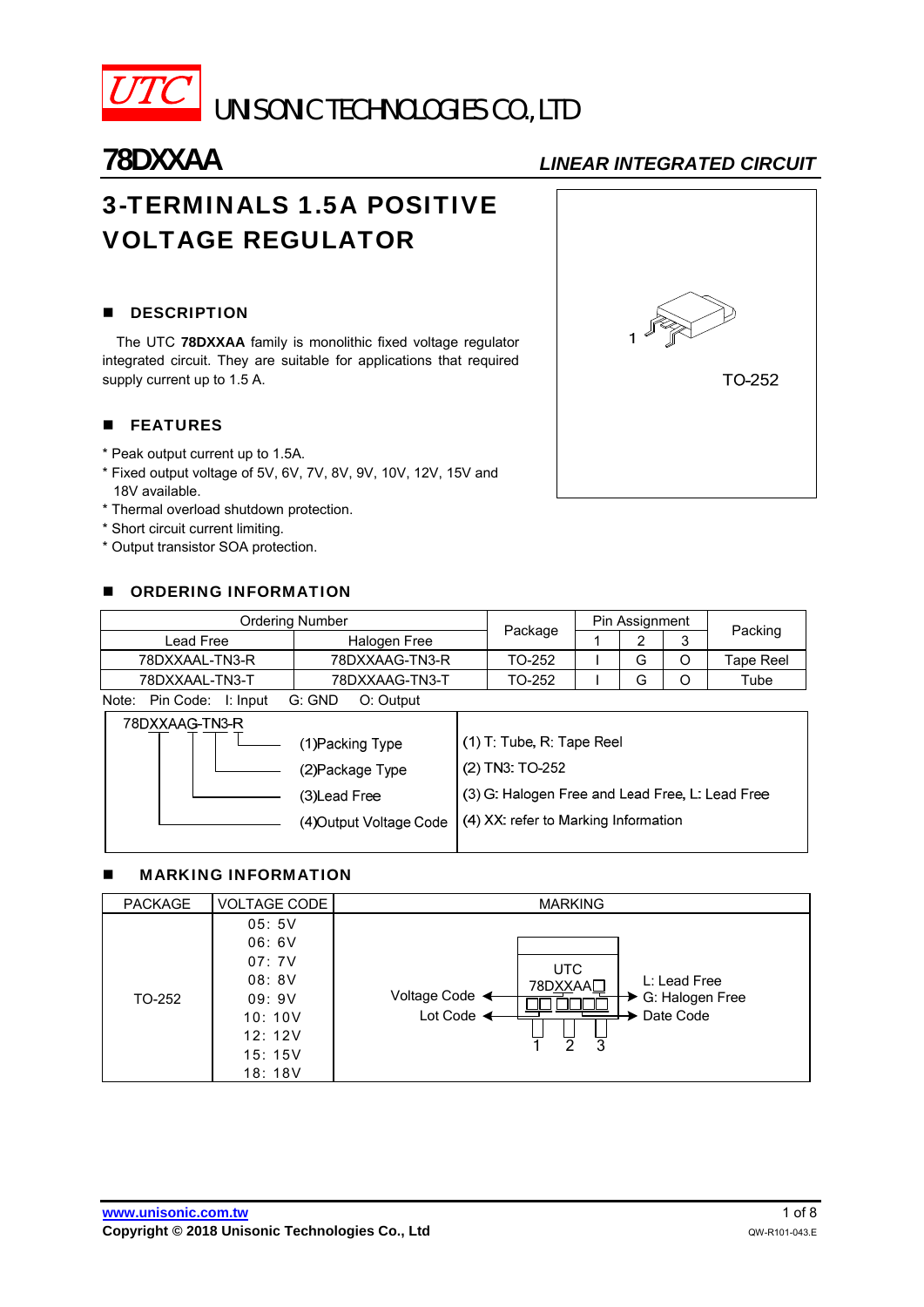UTC UNISONIC TECHNOLOGIES CO., LTD

# 78DXXAA

*LINEAR INTEGRATED CIRCUIT*

## 3-TERMINALS 1.5A POSITIVE VOLTAGE REGULATOR

1

TO-252

### ■ DESCRIPTION

The UTC **78DXXAA** family is monolithic fixed voltage regulator integrated circuit. They are suitable for applications that required supply current up to 1.5 A.

### ■ FEATURES

* Peak output current up to 1.5A.
* Fixed output voltage of 5V, 6V, 7V, 8V, 9V, 10V, 12V, 15V and 18V available.
* Thermal overload shutdown protection.
* Short circuit current limiting.
* Output transistor SOA protection.

### ■ ORDERING INFORMATION

| Ordering Number | | Package | Pin Assignment | | | Packing |
|---|---|---|---|---|---|---|
| Lead Free | Halogen Free | | 1 | 2 | 3 | |
| 78DXXAAL-TN3-R | 78DXXAAG-TN3-R | TO-252 | I | G | O | Tape Reel |
| 78DXXAAL-TN3-T | 78DXXAAG-TN3-T | TO-252 | I | G | O | Tube |

Note: Pin Code: I: Input G: GND O: Output

| 78DXXAAG-TN3-R | |
|---|---|
| (1)Packing Type | (1) T: Tube, R: Tape Reel |
| (2)Package Type | (2) TN3: TO-252 |
| (3)Lead Free | (3) G: Halogen Free and Lead Free, L: Lead Free |
| (4)Output Voltage Code | (4) XX: refer to Marking Information |

### ■ MARKING INFORMATION

| PACKAGE | VOLTAGE CODE | MARKING |
|---|---|---|
| TO-252 | 05: 5V<br>06: 6V<br>07: 7V<br>08: 8V<br>09: 9V<br>10: 10V<br>12: 12V<br>15: 15V<br>18: 18V | UTC<br>78DXXAA□<br>Voltage Code, Lot Code<br>L: Lead Free<br>G: Halogen Free<br>Date Code<br>1 2 3 |

www.unisonic.com.tw
Copyright © 2018 Unisonic Technologies Co., Ltd
QW-R101-043.E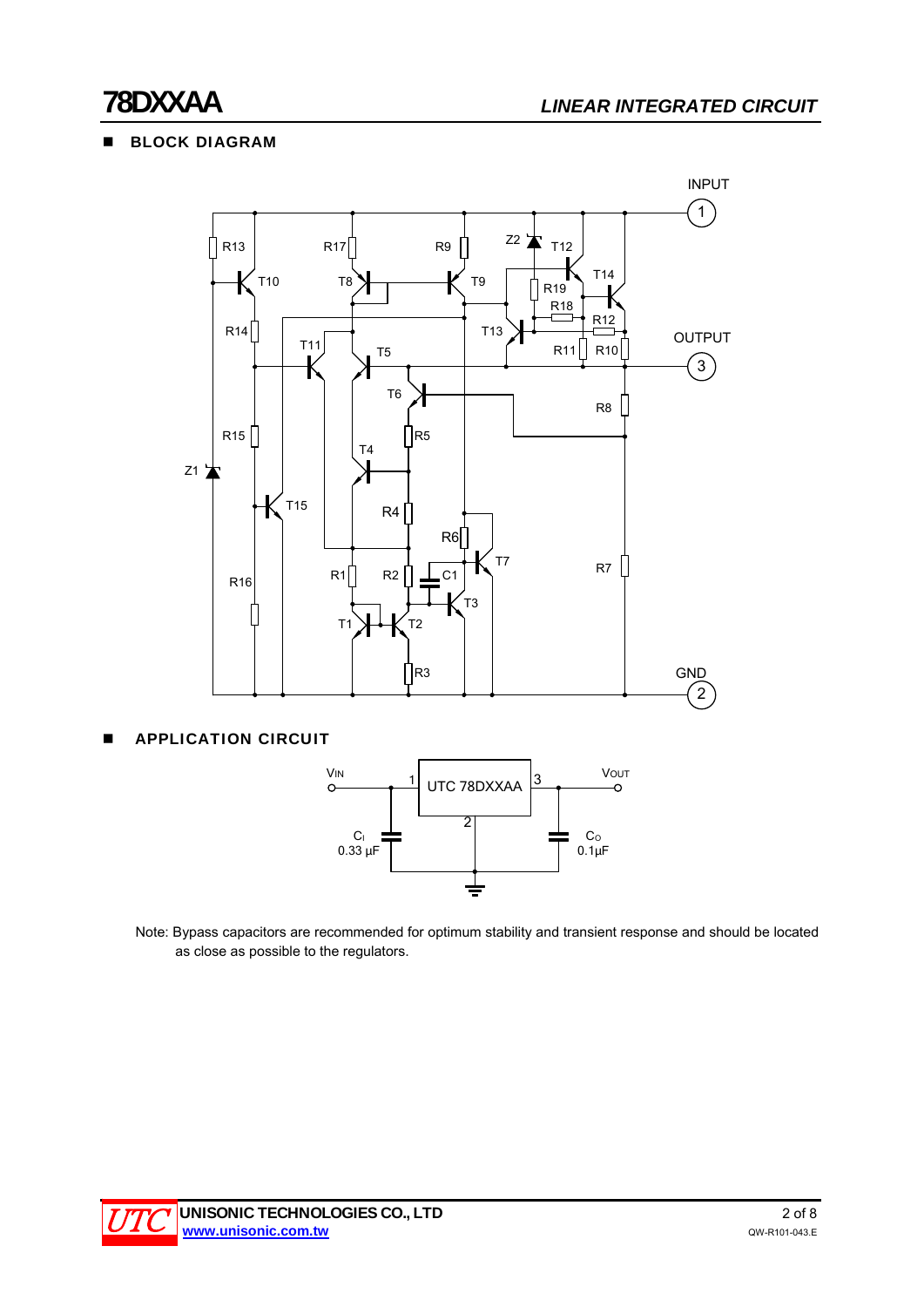## BLOCK DIAGRAM

## APPLICATION CIRCUIT

Note: Bypass capacitors are recommended for optimum stability and transient response and should be located as close as possible to the regulators.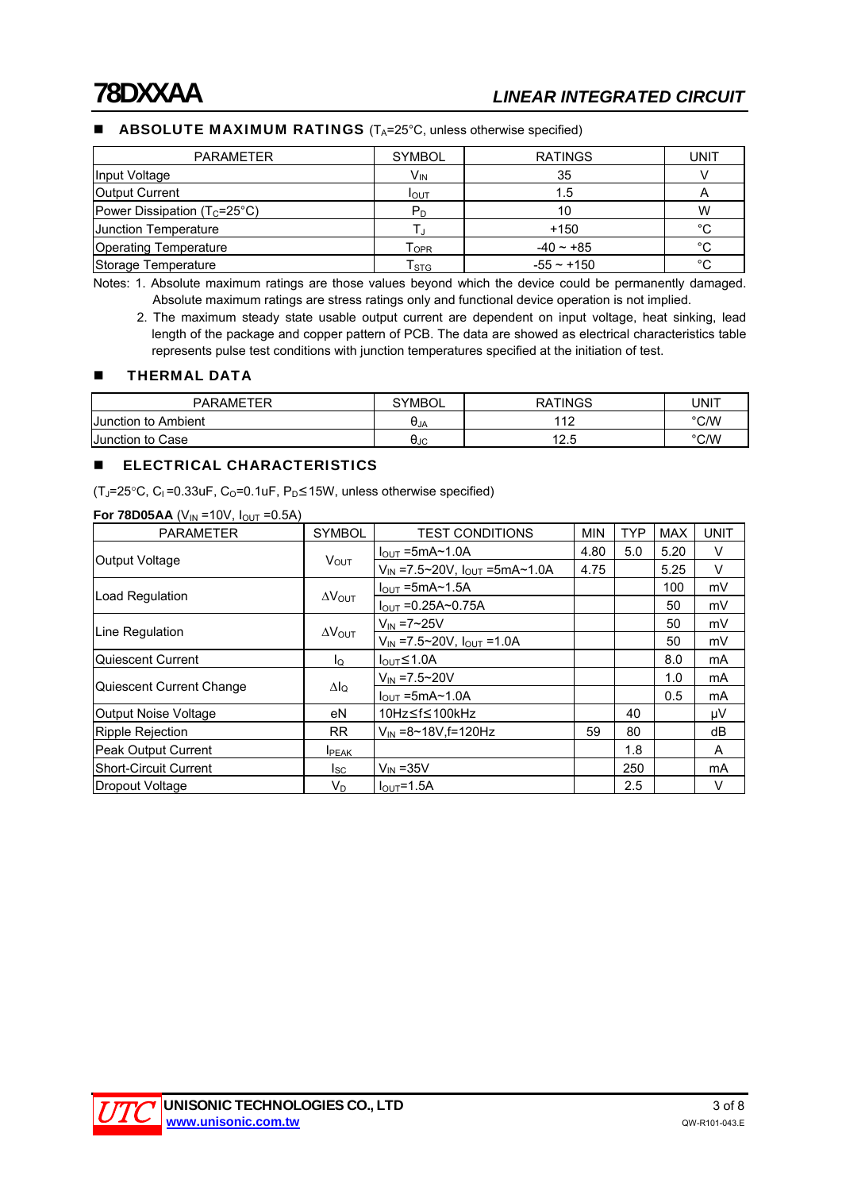## ■ ABSOLUTE MAXIMUM RATINGS ($T_A$=25°C, unless otherwise specified)

| PARAMETER | SYMBOL | RATINGS | UNIT |
|---|---|---|---|
| Input Voltage | $V_{IN}$ | 35 | V |
| Output Current | $I_{OUT}$ | 1.5 | A |
| Power Dissipation ($T_C$=25°C) | $P_D$ | 10 | W |
| Junction Temperature | $T_J$ | +150 | °C |
| Operating Temperature | $T_{OPR}$ | -40 ~ +85 | °C |
| Storage Temperature | $T_{STG}$ | -55 ~ +150 | °C |

Notes: 1. Absolute maximum ratings are those values beyond which the device could be permanently damaged. Absolute maximum ratings are stress ratings only and functional device operation is not implied.

2. The maximum steady state usable output current are dependent on input voltage, heat sinking, lead length of the package and copper pattern of PCB. The data are showed as electrical characteristics table represents pulse test conditions with junction temperatures specified at the initiation of test.

## ■ THERMAL DATA

| PARAMETER | SYMBOL | RATINGS | UNIT |
|---|---|---|---|
| Junction to Ambient | $\theta_{JA}$ | 112 | °C/W |
| Junction to Case | $\theta_{JC}$ | 12.5 | °C/W |

## ■ ELECTRICAL CHARACTERISTICS

($T_J$=25°C, $C_I$=0.33uF, $C_O$=0.1uF, $P_D$≤15W, unless otherwise specified)

**For 78D05AA** ($V_{IN}$ =10V, $I_{OUT}$ =0.5A)

| PARAMETER | SYMBOL | TEST CONDITIONS | MIN | TYP | MAX | UNIT |
|---|---|---|---|---|---|---|
| Output Voltage | $V_{OUT}$ | $I_{OUT}$ =5mA~1.0A | 4.80 | 5.0 | 5.20 | V |
| | | $V_{IN}$ =7.5~20V, $I_{OUT}$ =5mA~1.0A | 4.75 | | 5.25 | V |
| Load Regulation | $\Delta V_{OUT}$ | $I_{OUT}$ =5mA~1.5A | | | 100 | mV |
| | | $I_{OUT}$ =0.25A~0.75A | | | 50 | mV |
| Line Regulation | $\Delta V_{OUT}$ | $V_{IN}$ =7~25V | | | 50 | mV |
| | | $V_{IN}$ =7.5~20V, $I_{OUT}$ =1.0A | | | 50 | mV |
| Quiescent Current | $I_Q$ | $I_{OUT}$≤1.0A | | | 8.0 | mA |
| Quiescent Current Change | $\Delta I_Q$ | $V_{IN}$ =7.5~20V | | | 1.0 | mA |
| | | $I_{OUT}$ =5mA~1.0A | | | 0.5 | mA |
| Output Noise Voltage | eN | 10Hz≤f≤100kHz | | 40 | | μV |
| Ripple Rejection | RR | $V_{IN}$ =8~18V,f=120Hz | 59 | 80 | | dB |
| Peak Output Current | $I_{PEAK}$ | | | 1.8 | | A |
| Short-Circuit Current | $I_{SC}$ | $V_{IN}$ =35V | | 250 | | mA |
| Dropout Voltage | $V_D$ | $I_{OUT}$=1.5A | | 2.5 | | V |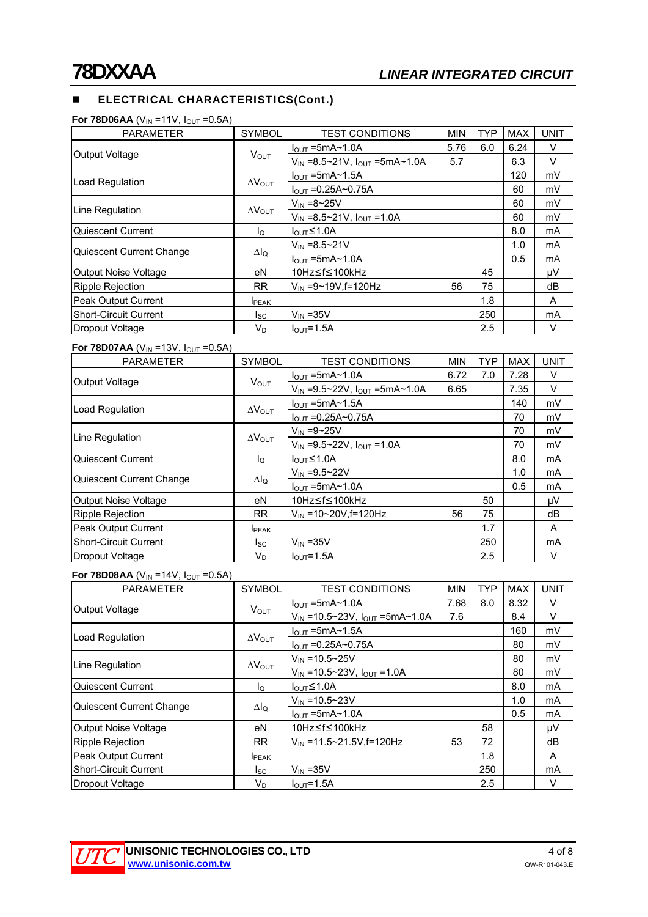## ■ ELECTRICAL CHARACTERISTICS(Cont.)

**For 78D06AA** ($V_{IN}$ =11V, $I_{OUT}$ =0.5A)

| PARAMETER | SYMBOL | TEST CONDITIONS | MIN | TYP | MAX | UNIT |
|---|---|---|---|---|---|---|
| Output Voltage | $V_{OUT}$ | $I_{OUT}$ =5mA~1.0A | 5.76 | 6.0 | 6.24 | V |
| | | $V_{IN}$ =8.5~21V, $I_{OUT}$ =5mA~1.0A | 5.7 | | 6.3 | V |
| Load Regulation | $\Delta V_{OUT}$ | $I_{OUT}$ =5mA~1.5A | | | 120 | mV |
| | | $I_{OUT}$ =0.25A~0.75A | | | 60 | mV |
| Line Regulation | $\Delta V_{OUT}$ | $V_{IN}$ =8~25V | | | 60 | mV |
| | | $V_{IN}$ =8.5~21V, $I_{OUT}$ =1.0A | | | 60 | mV |
| Quiescent Current | $I_Q$ | $I_{OUT}$≤1.0A | | | 8.0 | mA |
| Quiescent Current Change | $\Delta I_Q$ | $V_{IN}$ =8.5~21V | | | 1.0 | mA |
| | | $I_{OUT}$ =5mA~1.0A | | | 0.5 | mA |
| Output Noise Voltage | eN | 10Hz≤f≤100kHz | | 45 | | μV |
| Ripple Rejection | RR | $V_{IN}$ =9~19V,f=120Hz | 56 | 75 | | dB |
| Peak Output Current | $I_{PEAK}$ | | | 1.8 | | A |
| Short-Circuit Current | $I_{SC}$ | $V_{IN}$ =35V | | 250 | | mA |
| Dropout Voltage | $V_D$ | $I_{OUT}$=1.5A | | 2.5 | | V |

**For 78D07AA** ($V_{IN}$ =13V, $I_{OUT}$ =0.5A)

| PARAMETER | SYMBOL | TEST CONDITIONS | MIN | TYP | MAX | UNIT |
|---|---|---|---|---|---|---|
| Output Voltage | $V_{OUT}$ | $I_{OUT}$ =5mA~1.0A | 6.72 | 7.0 | 7.28 | V |
| | | $V_{IN}$ =9.5~22V, $I_{OUT}$ =5mA~1.0A | 6.65 | | 7.35 | V |
| Load Regulation | $\Delta V_{OUT}$ | $I_{OUT}$ =5mA~1.5A | | | 140 | mV |
| | | $I_{OUT}$ =0.25A~0.75A | | | 70 | mV |
| Line Regulation | $\Delta V_{OUT}$ | $V_{IN}$ =9~25V | | | 70 | mV |
| | | $V_{IN}$ =9.5~22V, $I_{OUT}$ =1.0A | | | 70 | mV |
| Quiescent Current | $I_Q$ | $I_{OUT}$≤1.0A | | | 8.0 | mA |
| Quiescent Current Change | $\Delta I_Q$ | $V_{IN}$ =9.5~22V | | | 1.0 | mA |
| | | $I_{OUT}$ =5mA~1.0A | | | 0.5 | mA |
| Output Noise Voltage | eN | 10Hz≤f≤100kHz | | 50 | | μV |
| Ripple Rejection | RR | $V_{IN}$ =10~20V,f=120Hz | 56 | 75 | | dB |
| Peak Output Current | $I_{PEAK}$ | | | 1.7 | | A |
| Short-Circuit Current | $I_{SC}$ | $V_{IN}$ =35V | | 250 | | mA |
| Dropout Voltage | $V_D$ | $I_{OUT}$=1.5A | | 2.5 | | V |

**For 78D08AA** ($V_{IN}$ =14V, $I_{OUT}$ =0.5A)

| PARAMETER | SYMBOL | TEST CONDITIONS | MIN | TYP | MAX | UNIT |
|---|---|---|---|---|---|---|
| Output Voltage | $V_{OUT}$ | $I_{OUT}$ =5mA~1.0A | 7.68 | 8.0 | 8.32 | V |
| | | $V_{IN}$ =10.5~23V, $I_{OUT}$ =5mA~1.0A | 7.6 | | 8.4 | V |
| Load Regulation | $\Delta V_{OUT}$ | $I_{OUT}$ =5mA~1.5A | | | 160 | mV |
| | | $I_{OUT}$ =0.25A~0.75A | | | 80 | mV |
| Line Regulation | $\Delta V_{OUT}$ | $V_{IN}$ =10.5~25V | | | 80 | mV |
| | | $V_{IN}$ =10.5~23V, $I_{OUT}$ =1.0A | | | 80 | mV |
| Quiescent Current | $I_Q$ | $I_{OUT}$≤1.0A | | | 8.0 | mA |
| Quiescent Current Change | $\Delta I_Q$ | $V_{IN}$ =10.5~23V | | | 1.0 | mA |
| | | $I_{OUT}$ =5mA~1.0A | | | 0.5 | mA |
| Output Noise Voltage | eN | 10Hz≤f≤100kHz | | 58 | | μV |
| Ripple Rejection | RR | $V_{IN}$ =11.5~21.5V,f=120Hz | 53 | 72 | | dB |
| Peak Output Current | $I_{PEAK}$ | | | 1.8 | | A |
| Short-Circuit Current | $I_{SC}$ | $V_{IN}$ =35V | | 250 | | mA |
| Dropout Voltage | $V_D$ | $I_{OUT}$=1.5A | | 2.5 | | V |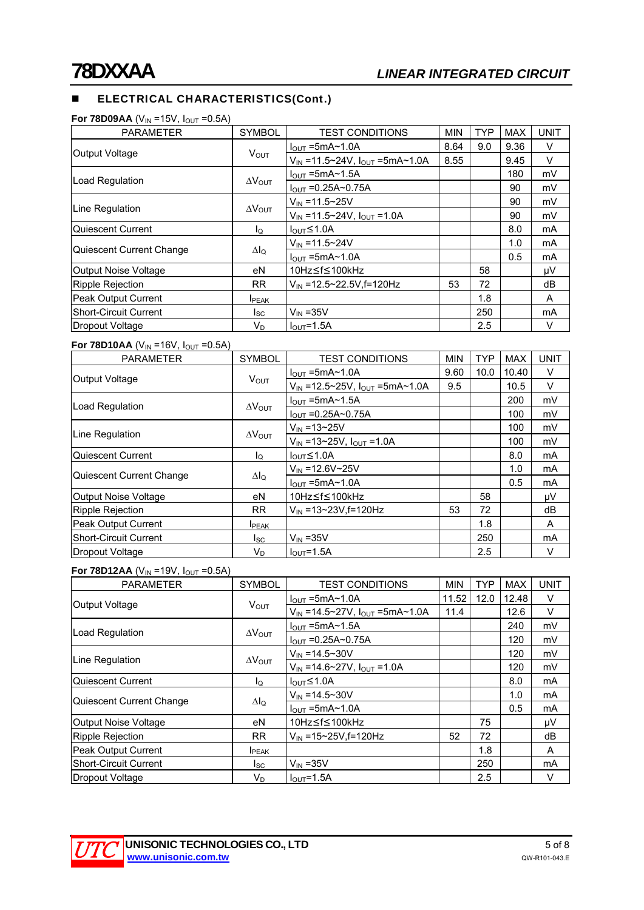## ■ ELECTRICAL CHARACTERISTICS(Cont.)

**For 78D09AA** ($V_{IN}$ =15V, $I_{OUT}$ =0.5A)

| PARAMETER | SYMBOL | TEST CONDITIONS | MIN | TYP | MAX | UNIT |
|---|---|---|---|---|---|---|
| Output Voltage | $V_{OUT}$ | $I_{OUT}$ =5mA~1.0A | 8.64 | 9.0 | 9.36 | V |
| | | $V_{IN}$ =11.5~24V, $I_{OUT}$ =5mA~1.0A | 8.55 | | 9.45 | V |
| Load Regulation | $\Delta V_{OUT}$ | $I_{OUT}$ =5mA~1.5A | | | 180 | mV |
| | | $I_{OUT}$ =0.25A~0.75A | | | 90 | mV |
| Line Regulation | $\Delta V_{OUT}$ | $V_{IN}$ =11.5~25V | | | 90 | mV |
| | | $V_{IN}$ =11.5~24V, $I_{OUT}$ =1.0A | | | 90 | mV |
| Quiescent Current | $I_Q$ | $I_{OUT}$≤1.0A | | | 8.0 | mA |
| Quiescent Current Change | $\Delta I_Q$ | $V_{IN}$ =11.5~24V | | | 1.0 | mA |
| | | $I_{OUT}$ =5mA~1.0A | | | 0.5 | mA |
| Output Noise Voltage | eN | 10Hz≤f≤100kHz | | 58 | | μV |
| Ripple Rejection | RR | $V_{IN}$ =12.5~22.5V,f=120Hz | 53 | 72 | | dB |
| Peak Output Current | $I_{PEAK}$ | | | 1.8 | | A |
| Short-Circuit Current | $I_{SC}$ | $V_{IN}$ =35V | | 250 | | mA |
| Dropout Voltage | $V_D$ | $I_{OUT}$=1.5A | | 2.5 | | V |

**For 78D10AA** ($V_{IN}$ =16V, $I_{OUT}$ =0.5A)

| PARAMETER | SYMBOL | TEST CONDITIONS | MIN | TYP | MAX | UNIT |
|---|---|---|---|---|---|---|
| Output Voltage | $V_{OUT}$ | $I_{OUT}$ =5mA~1.0A | 9.60 | 10.0 | 10.40 | V |
| | | $V_{IN}$ =12.5~25V, $I_{OUT}$ =5mA~1.0A | 9.5 | | 10.5 | V |
| Load Regulation | $\Delta V_{OUT}$ | $I_{OUT}$ =5mA~1.5A | | | 200 | mV |
| | | $I_{OUT}$ =0.25A~0.75A | | | 100 | mV |
| Line Regulation | $\Delta V_{OUT}$ | $V_{IN}$ =13~25V | | | 100 | mV |
| | | $V_{IN}$ =13~25V, $I_{OUT}$ =1.0A | | | 100 | mV |
| Quiescent Current | $I_Q$ | $I_{OUT}$≤1.0A | | | 8.0 | mA |
| Quiescent Current Change | $\Delta I_Q$ | $V_{IN}$ =12.6V~25V | | | 1.0 | mA |
| | | $I_{OUT}$ =5mA~1.0A | | | 0.5 | mA |
| Output Noise Voltage | eN | 10Hz≤f≤100kHz | | 58 | | μV |
| Ripple Rejection | RR | $V_{IN}$ =13~23V,f=120Hz | 53 | 72 | | dB |
| Peak Output Current | $I_{PEAK}$ | | | 1.8 | | A |
| Short-Circuit Current | $I_{SC}$ | $V_{IN}$ =35V | | 250 | | mA |
| Dropout Voltage | $V_D$ | $I_{OUT}$=1.5A | | 2.5 | | V |

**For 78D12AA** ($V_{IN}$ =19V, $I_{OUT}$ =0.5A)

| PARAMETER | SYMBOL | TEST CONDITIONS | MIN | TYP | MAX | UNIT |
|---|---|---|---|---|---|---|
| Output Voltage | $V_{OUT}$ | $I_{OUT}$ =5mA~1.0A | 11.52 | 12.0 | 12.48 | V |
| | | $V_{IN}$ =14.5~27V, $I_{OUT}$ =5mA~1.0A | 11.4 | | 12.6 | V |
| Load Regulation | $\Delta V_{OUT}$ | $I_{OUT}$ =5mA~1.5A | | | 240 | mV |
| | | $I_{OUT}$ =0.25A~0.75A | | | 120 | mV |
| Line Regulation | $\Delta V_{OUT}$ | $V_{IN}$ =14.5~30V | | | 120 | mV |
| | | $V_{IN}$ =14.6~27V, $I_{OUT}$ =1.0A | | | 120 | mV |
| Quiescent Current | $I_Q$ | $I_{OUT}$≤1.0A | | | 8.0 | mA |
| Quiescent Current Change | $\Delta I_Q$ | $V_{IN}$ =14.5~30V | | | 1.0 | mA |
| | | $I_{OUT}$ =5mA~1.0A | | | 0.5 | mA |
| Output Noise Voltage | eN | 10Hz≤f≤100kHz | | 75 | | μV |
| Ripple Rejection | RR | $V_{IN}$ =15~25V,f=120Hz | 52 | 72 | | dB |
| Peak Output Current | $I_{PEAK}$ | | | 1.8 | | A |
| Short-Circuit Current | $I_{SC}$ | $V_{IN}$ =35V | | 250 | | mA |
| Dropout Voltage | $V_D$ | $I_{OUT}$=1.5A | | 2.5 | | V |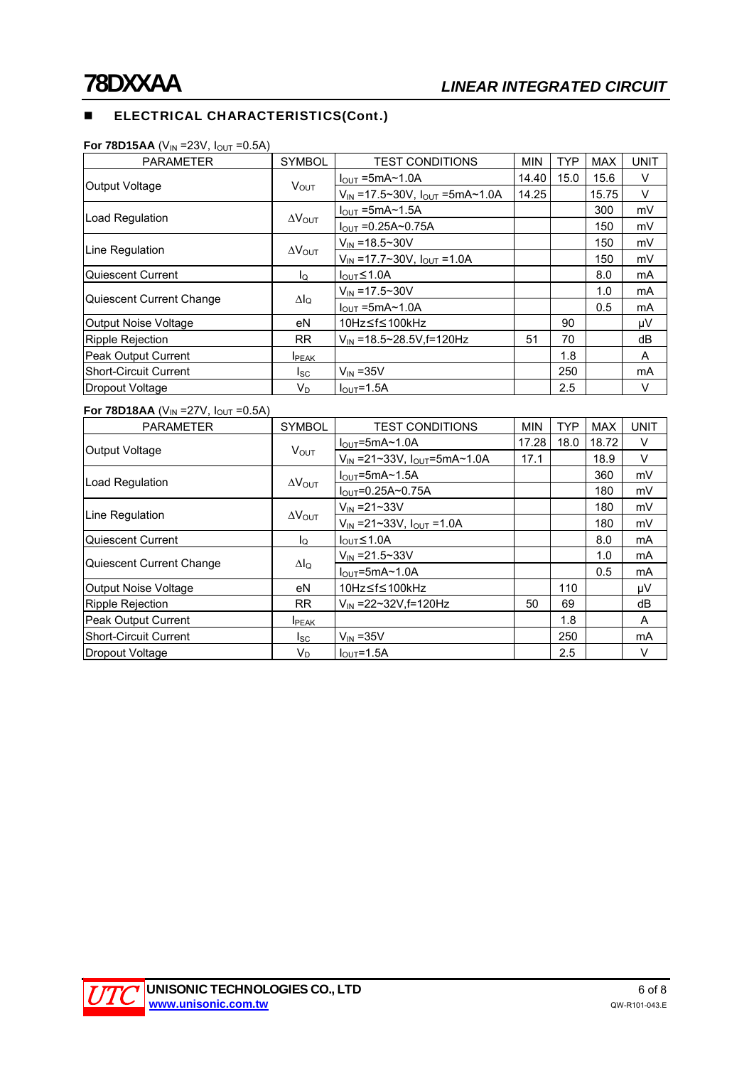## ELECTRICAL CHARACTERISTICS(Cont.)

**For 78D15AA** ($V_{IN}$ =23V, $I_{OUT}$ =0.5A)

| PARAMETER | SYMBOL | TEST CONDITIONS | MIN | TYP | MAX | UNIT |
|---|---|---|---|---|---|---|
| Output Voltage | $V_{OUT}$ | $I_{OUT}$ =5mA~1.0A | 14.40 | 15.0 | 15.6 | V |
| | | $V_{IN}$ =17.5~30V, $I_{OUT}$ =5mA~1.0A | 14.25 | | 15.75 | V |
| Load Regulation | $\Delta V_{OUT}$ | $I_{OUT}$ =5mA~1.5A | | | 300 | mV |
| | | $I_{OUT}$ =0.25A~0.75A | | | 150 | mV |
| Line Regulation | $\Delta V_{OUT}$ | $V_{IN}$ =18.5~30V | | | 150 | mV |
| | | $V_{IN}$ =17.7~30V, $I_{OUT}$ =1.0A | | | 150 | mV |
| Quiescent Current | $I_Q$ | $I_{OUT}$≤1.0A | | | 8.0 | mA |
| Quiescent Current Change | $\Delta I_Q$ | $V_{IN}$ =17.5~30V | | | 1.0 | mA |
| | | $I_{OUT}$ =5mA~1.0A | | | 0.5 | mA |
| Output Noise Voltage | eN | 10Hz≤f≤100kHz | | 90 | | μV |
| Ripple Rejection | RR | $V_{IN}$ =18.5~28.5V,f=120Hz | 51 | 70 | | dB |
| Peak Output Current | $I_{PEAK}$ | | | 1.8 | | A |
| Short-Circuit Current | $I_{SC}$ | $V_{IN}$ =35V | | 250 | | mA |
| Dropout Voltage | $V_D$ | $I_{OUT}$=1.5A | | 2.5 | | V |

**For 78D18AA** ($V_{IN}$ =27V, $I_{OUT}$ =0.5A)

| PARAMETER | SYMBOL | TEST CONDITIONS | MIN | TYP | MAX | UNIT |
|---|---|---|---|---|---|---|
| Output Voltage | $V_{OUT}$ | $I_{OUT}$=5mA~1.0A | 17.28 | 18.0 | 18.72 | V |
| | | $V_{IN}$ =21~33V, $I_{OUT}$=5mA~1.0A | 17.1 | | 18.9 | V |
| Load Regulation | $\Delta V_{OUT}$ | $I_{OUT}$=5mA~1.5A | | | 360 | mV |
| | | $I_{OUT}$=0.25A~0.75A | | | 180 | mV |
| Line Regulation | $\Delta V_{OUT}$ | $V_{IN}$ =21~33V | | | 180 | mV |
| | | $V_{IN}$ =21~33V, $I_{OUT}$ =1.0A | | | 180 | mV |
| Quiescent Current | $I_Q$ | $I_{OUT}$≤1.0A | | | 8.0 | mA |
| Quiescent Current Change | $\Delta I_Q$ | $V_{IN}$ =21.5~33V | | | 1.0 | mA |
| | | $I_{OUT}$=5mA~1.0A | | | 0.5 | mA |
| Output Noise Voltage | eN | 10Hz≤f≤100kHz | | 110 | | μV |
| Ripple Rejection | RR | $V_{IN}$ =22~32V,f=120Hz | 50 | 69 | | dB |
| Peak Output Current | $I_{PEAK}$ | | | 1.8 | | A |
| Short-Circuit Current | $I_{SC}$ | $V_{IN}$ =35V | | 250 | | mA |
| Dropout Voltage | $V_D$ | $I_{OUT}$=1.5A | | 2.5 | | V |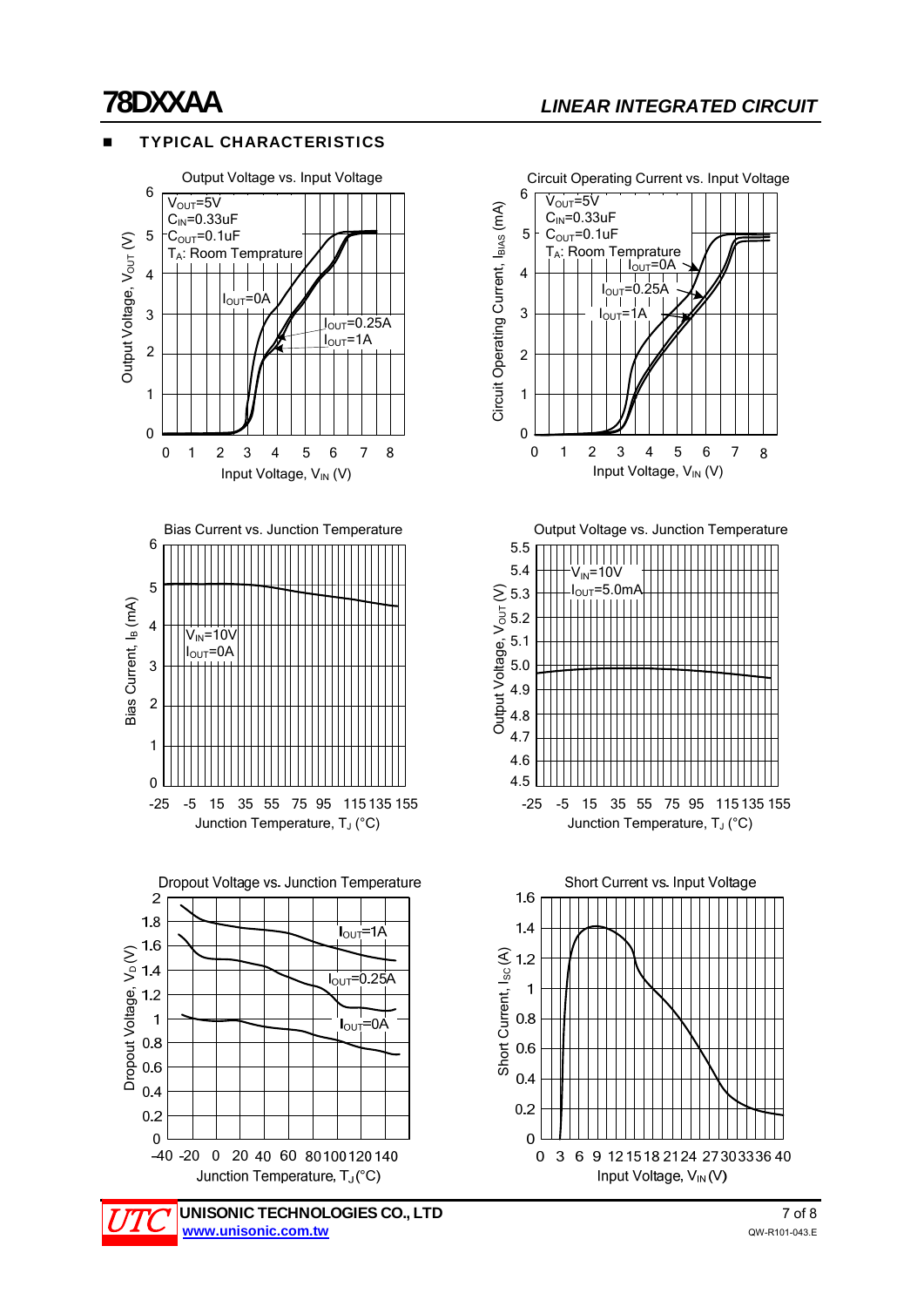## TYPICAL CHARACTERISTICS

**Output Voltage vs. Input Voltage**

$V_{OUT}$=5V
$C_{IN}$=0.33uF
$C_{OUT}$=0.1uF
$T_A$: Room Temprature

$I_{OUT}$=0A
$I_{OUT}$=0.25A
$I_{OUT}$=1A

Output Voltage, $V_{OUT}$ (V)
Input Voltage, $V_{IN}$ (V)

**Circuit Operating Current vs. Input Voltage**

$V_{OUT}$=5V
$C_{IN}$=0.33uF
$C_{OUT}$=0.1uF
$T_A$: Room Temprature

$I_{OUT}$=0A
$I_{OUT}$=0.25A
$I_{OUT}$=1A

Circuit Operating Current, $I_{BIAS}$ (mA)
Input Voltage, $V_{IN}$ (V)

**Bias Current vs. Junction Temperature**

$V_{IN}$=10V
$I_{OUT}$=0A

Bias Current, $I_B$ (mA)
Junction Temperature, $T_J$ (°C)

**Output Voltage vs. Junction Temperature**

$V_{IN}$=10V
$I_{OUT}$=5.0mA

Output Voltage, $V_{OUT}$ (V)
Junction Temperature, $T_J$ (°C)

**Dropout Voltage vs. Junction Temperature**

$I_{OUT}$=1A
$I_{OUT}$=0.25A
$I_{OUT}$=0A

Dropout Voltage, $V_D$ (V)
Junction Temperature, $T_J$(°C)

**Short Current vs. Input Voltage**

Short Current, $I_{SC}$ (A)
Input Voltage, $V_{IN}$ (V)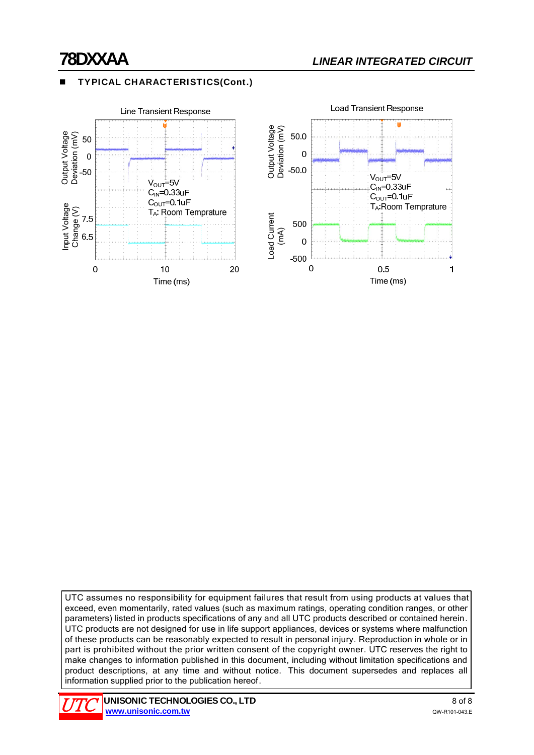## TYPICAL CHARACTERISTICS(Cont.)

Line Transient Response

Output Voltage Deviation (mV)

50
0
-50

$V_{OUT}$=5V
$C_{IN}$=0.33uF
$C_{OUT}$=0.1uF
$T_A$: Room Temprature

Input Voltage Change (V)

7.5
6.5

0
10
20

Time (ms)

Load Transient Response

Output Voltage Deviation (mV)

50.0
0
-50.0

$V_{OUT}$=5V
$C_{IN}$=0.33uF
$C_{OUT}$=0.1uF
$T_A$:Room Temprature

Load Current (mA)

500
0
-500

0
0.5
1

Time (ms)

UTC assumes no responsibility for equipment failures that result from using products at values that exceed, even momentarily, rated values (such as maximum ratings, operating condition ranges, or other parameters) listed in products specifications of any and all UTC products described or contained herein. UTC products are not designed for use in life support appliances, devices or systems where malfunction of these products can be reasonably expected to result in personal injury. Reproduction in whole or in part is prohibited without the prior written consent of the copyright owner. UTC reserves the right to make changes to information published in this document, including without limitation specifications and product descriptions, at any time and without notice. This document supersedes and replaces all information supplied prior to the publication hereof.